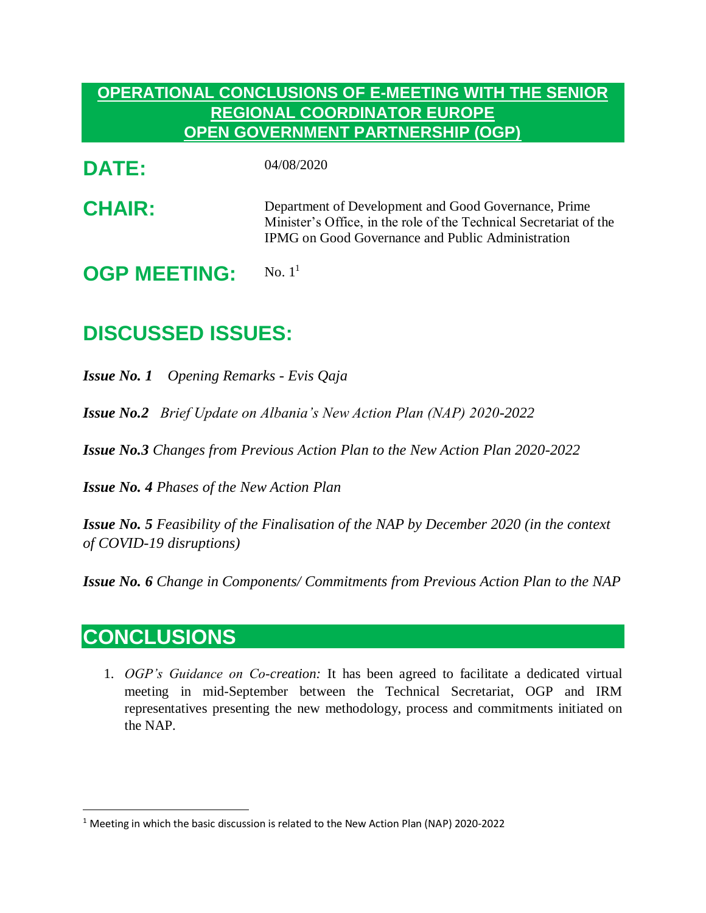# OPERATIONAL CONCLUSIONS OF E-MEETING WITH THE SENIOR REGIONAL COORDINATOR EUROPE OPEN GOVERNMENT PARTNERSHIP (OGP)

**DATE:** 04/08/2020

**CHAIR:** Department of Development and Good Governance, Prime Minister's Office, in the role of the Technical Secretariat of the IPMG on Good Governance and Public Administration

**OGP MEETING:** No. 1[1]

## DISCUSSED ISSUES:

***Issue No. 1*** *Opening Remarks - Evis Qaja*

***Issue No.2*** *Brief Update on Albania's New Action Plan (NAP) 2020-2022*

***Issue No.3*** *Changes from Previous Action Plan to the New Action Plan 2020-2022*

***Issue No. 4*** *Phases of the New Action Plan*

***Issue No. 5*** *Feasibility of the Finalisation of the NAP by December 2020 (in the context of COVID-19 disruptions)*

***Issue No. 6*** *Change in Components/ Commitments from Previous Action Plan to the NAP*

## CONCLUSIONS

1. *OGP's Guidance on Co-creation:* It has been agreed to facilitate a dedicated virtual meeting in mid-September between the Technical Secretariat, OGP and IRM representatives presenting the new methodology, process and commitments initiated on the NAP.

[1] Meeting in which the basic discussion is related to the New Action Plan (NAP) 2020-2022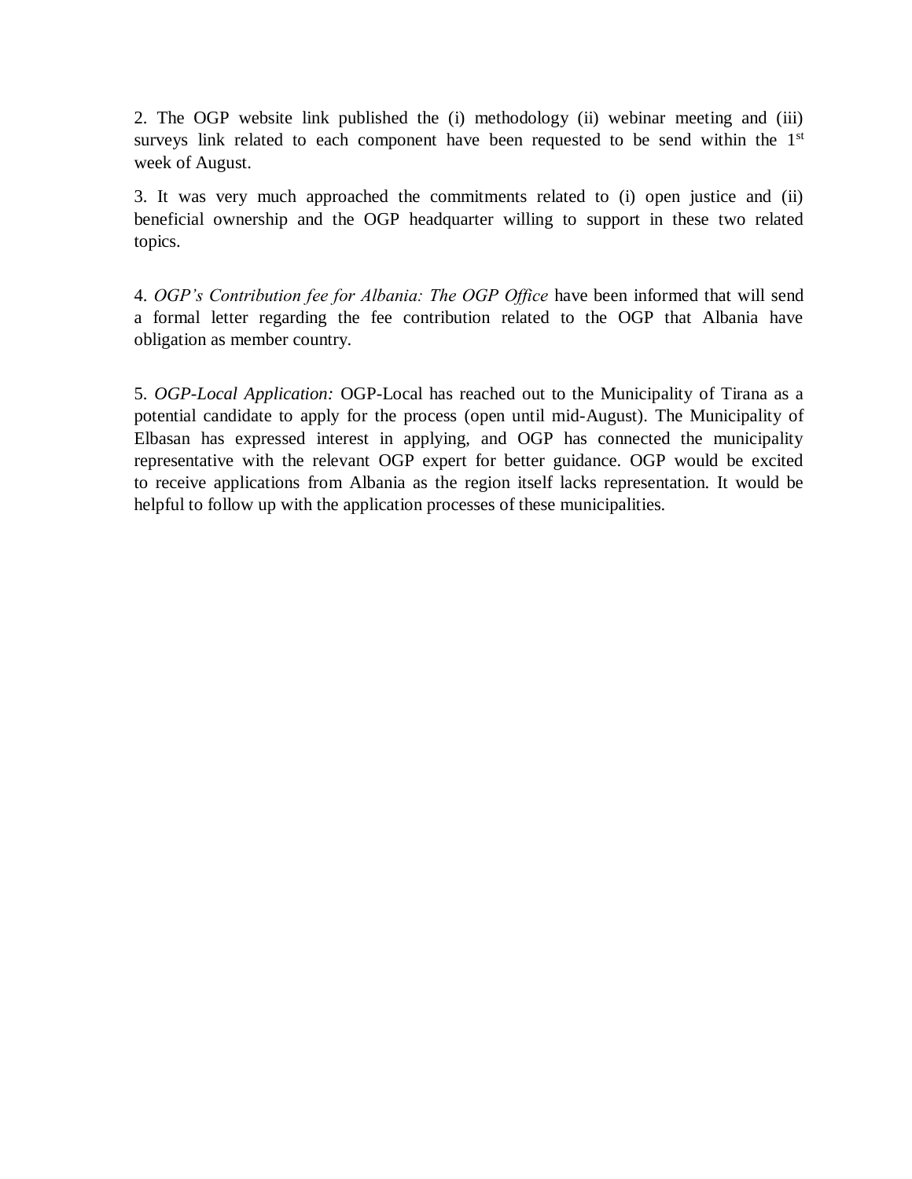2. The OGP website link published the (i) methodology (ii) webinar meeting and (iii) surveys link related to each component have been requested to be send within the 1st week of August.

3. It was very much approached the commitments related to (i) open justice and (ii) beneficial ownership and the OGP headquarter willing to support in these two related topics.

4. *OGP's Contribution fee for Albania: The OGP Office* have been informed that will send a formal letter regarding the fee contribution related to the OGP that Albania have obligation as member country.

5. *OGP-Local Application:* OGP-Local has reached out to the Municipality of Tirana as a potential candidate to apply for the process (open until mid-August). The Municipality of Elbasan has expressed interest in applying, and OGP has connected the municipality representative with the relevant OGP expert for better guidance. OGP would be excited to receive applications from Albania as the region itself lacks representation. It would be helpful to follow up with the application processes of these municipalities.